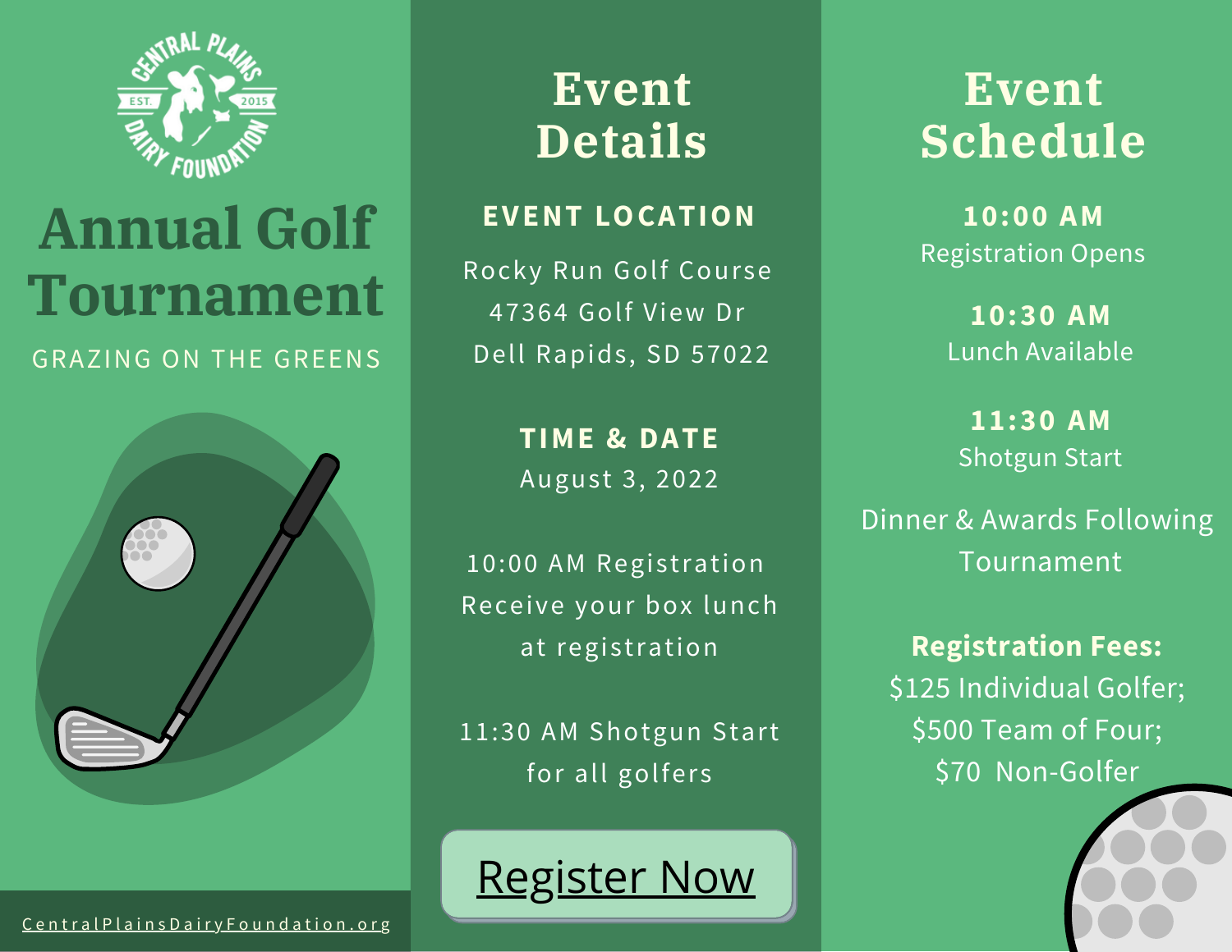CENTRAL PLAINS DAIRY FOUNDATION
EST. 2015

# Annual Golf Tournament

GRAZING ON THE GREENS

CentralPlainsDairyFoundation.org

## Event Details

**EVENT LOCATION**

Rocky Run Golf Course
47364 Golf View Dr
Dell Rapids, SD 57022

**TIME & DATE**

August 3, 2022

10:00 AM Registration
Receive your box lunch at registration

11:30 AM Shotgun Start for all golfers

Register Now

## Event Schedule

**10:00 AM**
Registration Opens

**10:30 AM**
Lunch Available

**11:30 AM**
Shotgun Start

Dinner & Awards Following Tournament

**Registration Fees:**
$125 Individual Golfer;
$500 Team of Four;
$70 Non-Golfer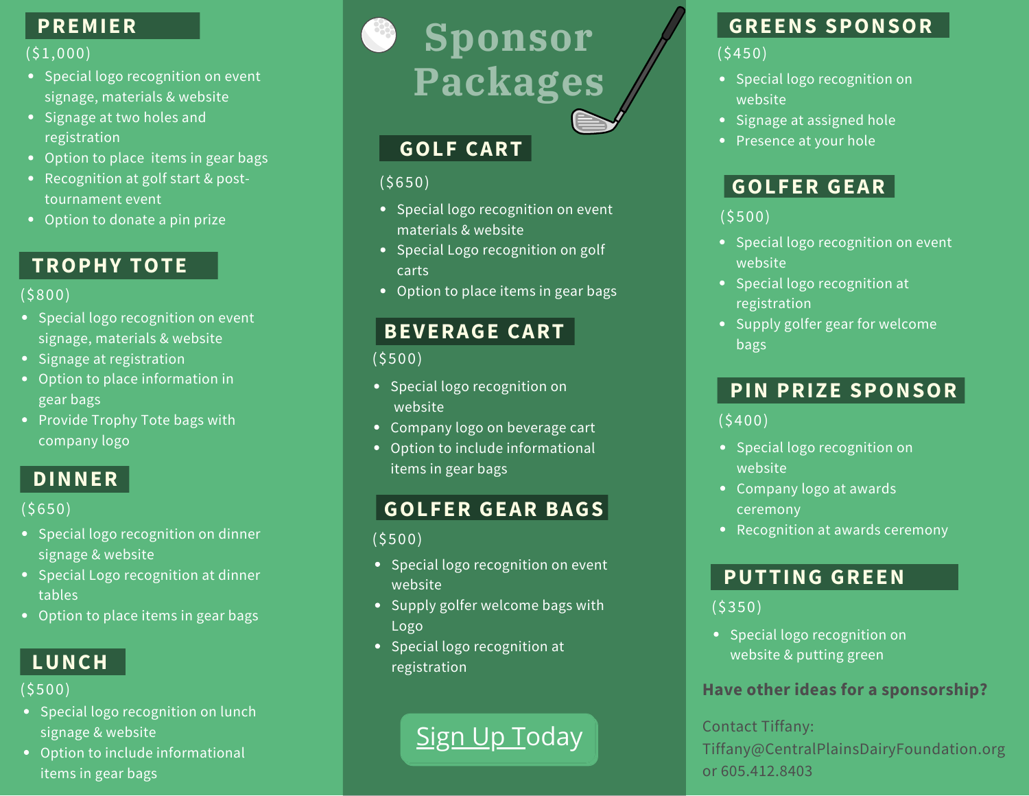# Sponsor Packages

## PREMIER

($1,000)

- Special logo recognition on event signage, materials & website
- Signage at two holes and registration
- Option to place items in gear bags
- Recognition at golf start & post-tournament event
- Option to donate a pin prize

## TROPHY TOTE

($800)

- Special logo recognition on event signage, materials & website
- Signage at registration
- Option to place information in gear bags
- Provide Trophy Tote bags with company logo

## DINNER

($650)

- Special logo recognition on dinner signage & website
- Special Logo recognition at dinner tables
- Option to place items in gear bags

## LUNCH

($500)

- Special logo recognition on lunch signage & website
- Option to include informational items in gear bags

## GOLF CART

($650)

- Special logo recognition on event materials & website
- Special Logo recognition on golf carts
- Option to place items in gear bags

## BEVERAGE CART

($500)

- Special logo recognition on website
- Company logo on beverage cart
- Option to include informational items in gear bags

## GOLFER GEAR BAGS

($500)

- Special logo recognition on event website
- Supply golfer welcome bags with Logo
- Special logo recognition at registration

Sign Up Today

## GREENS SPONSOR

($450)

- Special logo recognition on website
- Signage at assigned hole
- Presence at your hole

## GOLFER GEAR

($500)

- Special logo recognition on event website
- Special logo recognition at registration
- Supply golfer gear for welcome bags

## PIN PRIZE SPONSOR

($400)

- Special logo recognition on website
- Company logo at awards ceremony
- Recognition at awards ceremony

## PUTTING GREEN

($350)

- Special logo recognition on website & putting green

**Have other ideas for a sponsorship?**

Contact Tiffany:
Tiffany@CentralPlainsDairyFoundation.org
or 605.412.8403